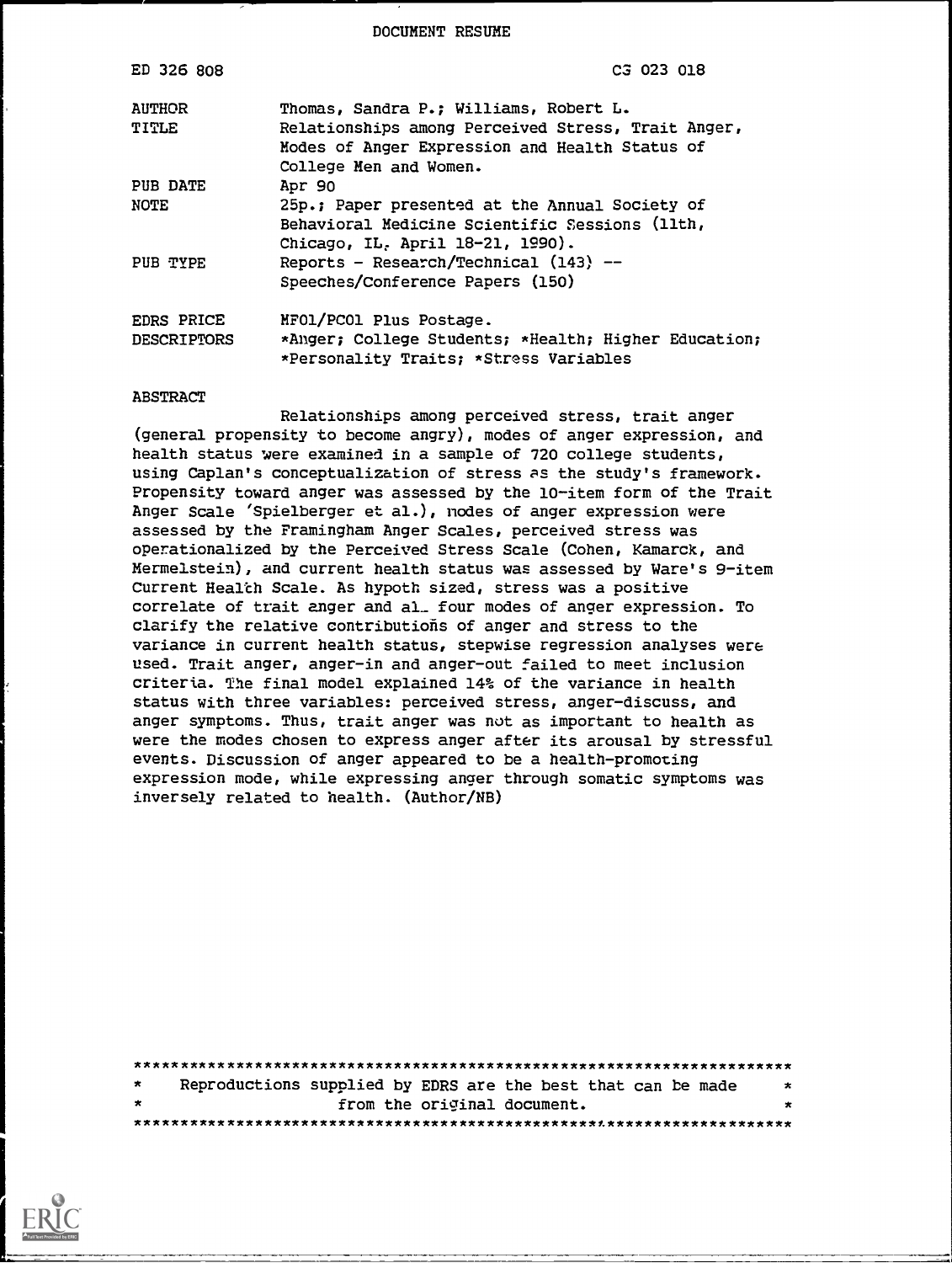DOCUMENT RESUME

| ED 326 808 | CG 023 018 |
|---|---|
| AUTHOR | Thomas, Sandra P.; Williams, Robert L. |
| TITLE | Relationships among Perceived Stress, Trait Anger, Modes of Anger Expression and Health Status of College Men and Women. |
| PUB DATE | Apr 90 |
| NOTE | 25p.; Paper presented at the Annual Society of Behavioral Medicine Scientific Sessions (11th, Chicago, IL, April 18-21, 1990). |
| PUB TYPE | Reports - Research/Technical (143) -- Speeches/Conference Papers (150) |
| EDRS PRICE | MF01/PC01 Plus Postage. |
| DESCRIPTORS | *Anger; College Students; *Health; Higher Education; *Personality Traits; *Stress Variables |

ABSTRACT

Relationships among perceived stress, trait anger (general propensity to become angry), modes of anger expression, and health status were examined in a sample of 720 college students, using Caplan's conceptualization of stress as the study's framework. Propensity toward anger was assessed by the 10-item form of the Trait Anger Scale (Spielberger et al.), modes of anger expression were assessed by the Framingham Anger Scales, perceived stress was operationalized by the Perceived Stress Scale (Cohen, Kamarck, and Mermelstein), and current health status was assessed by Ware's 9-item Current Health Scale. As hypothesized, stress was a positive correlate of trait anger and all four modes of anger expression. To clarify the relative contributions of anger and stress to the variance in current health status, stepwise regression analyses were used. Trait anger, anger-in and anger-out failed to meet inclusion criteria. The final model explained 14% of the variance in health status with three variables: perceived stress, anger-discuss, and anger symptoms. Thus, trait anger was not as important to health as were the modes chosen to express anger after its arousal by stressful events. Discussion of anger appeared to be a health-promoting expression mode, while expressing anger through somatic symptoms was inversely related to health. (Author/NB)

***********************************************************************
* Reproductions supplied by EDRS are the best that can be made *
* from the original document. *
***********************************************************************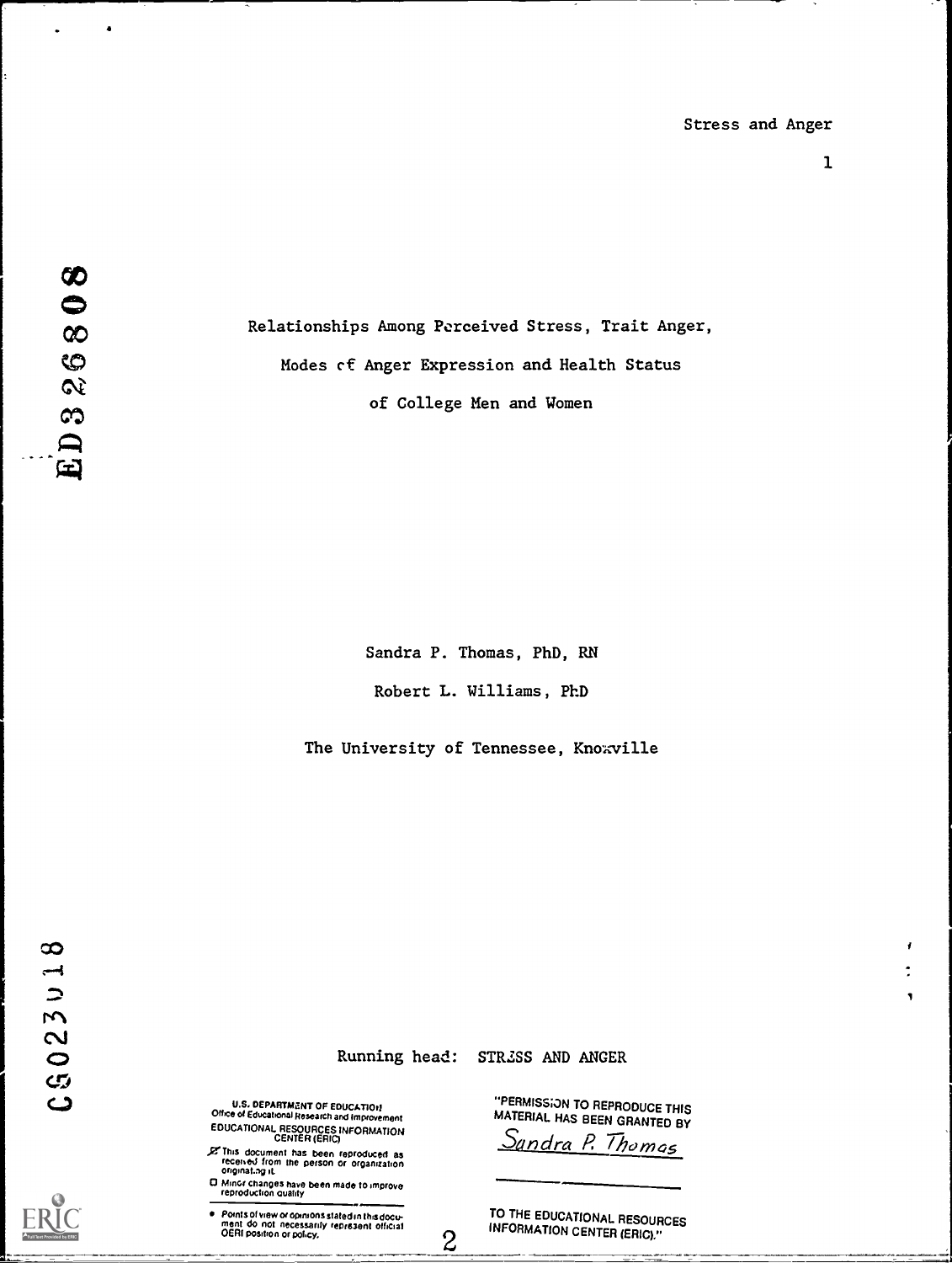# Relationships Among Perceived Stress, Trait Anger, Modes of Anger Expression and Health Status of College Men and Women

Sandra P. Thomas, PhD, RN

Robert L. Williams, PhD

The University of Tennessee, Knoxville

Running head: STRESS AND ANGER

U.S. DEPARTMENT OF EDUCATION
Office of Educational Research and Improvement
EDUCATIONAL RESOURCES INFORMATION CENTER (ERIC)

This document has been reproduced as received from the person or organization originating it.

Minor changes have been made to improve reproduction quality

Points of view or opinions stated in this document do not necessarily represent official OERI position or policy.

"PERMISSION TO REPRODUCE THIS MATERIAL HAS BEEN GRANTED BY

Sandra P. Thomas

TO THE EDUCATIONAL RESOURCES INFORMATION CENTER (ERIC)."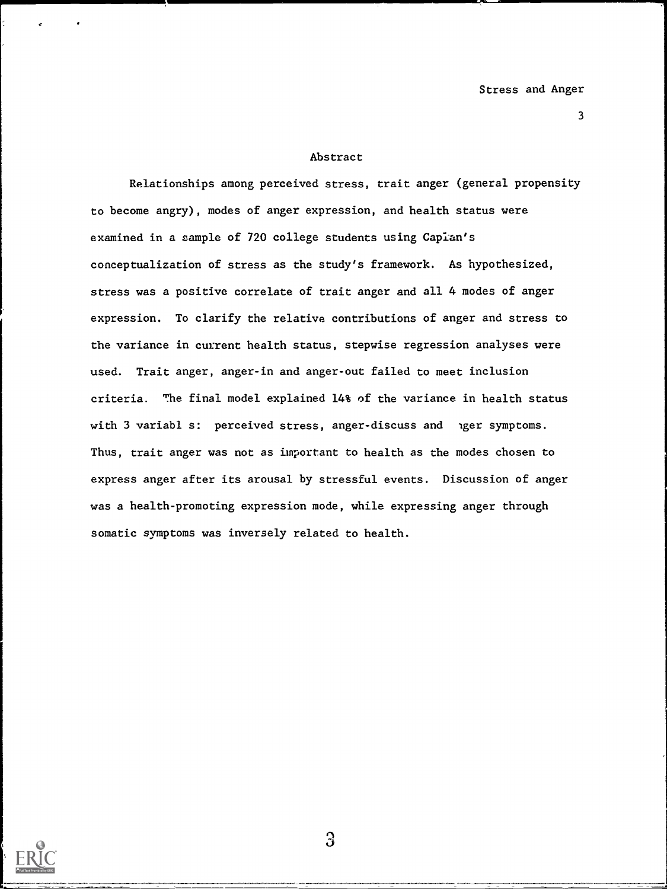## Abstract

Relationships among perceived stress, trait anger (general propensity to become angry), modes of anger expression, and health status were examined in a sample of 720 college students using Caplan's conceptualization of stress as the study's framework. As hypothesized, stress was a positive correlate of trait anger and all 4 modes of anger expression. To clarify the relative contributions of anger and stress to the variance in current health status, stepwise regression analyses were used. Trait anger, anger-in and anger-out failed to meet inclusion criteria. The final model explained 14% of the variance in health status with 3 variabl s: perceived stress, anger-discuss and ıger symptoms. Thus, trait anger was not as important to health as the modes chosen to express anger after its arousal by stressful events. Discussion of anger was a health-promoting expression mode, while expressing anger through somatic symptoms was inversely related to health.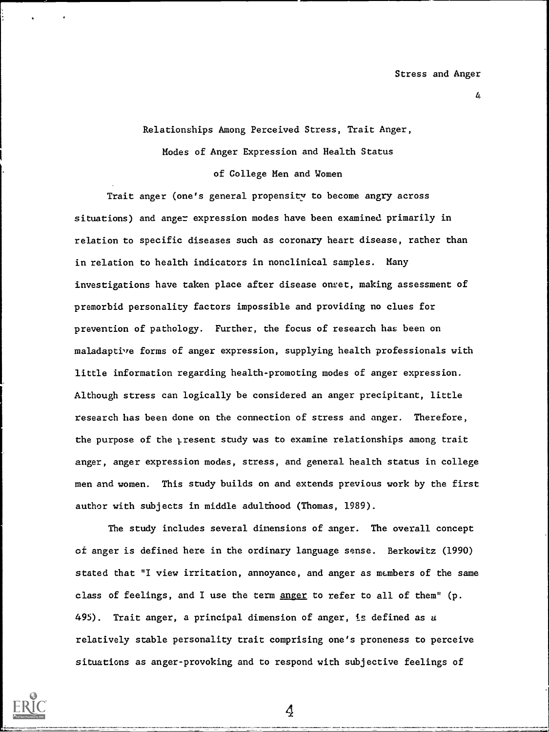# Relationships Among Perceived Stress, Trait Anger, Modes of Anger Expression and Health Status of College Men and Women

Trait anger (one's general propensity to become angry across situations) and anger expression modes have been examined primarily in relation to specific diseases such as coronary heart disease, rather than in relation to health indicators in nonclinical samples. Many investigations have taken place after disease onset, making assessment of premorbid personality factors impossible and providing no clues for prevention of pathology. Further, the focus of research has been on maladaptive forms of anger expression, supplying health professionals with little information regarding health-promoting modes of anger expression. Although stress can logically be considered an anger precipitant, little research has been done on the connection of stress and anger. Therefore, the purpose of the present study was to examine relationships among trait anger, anger expression modes, stress, and general health status in college men and women. This study builds on and extends previous work by the first author with subjects in middle adulthood (Thomas, 1989).

The study includes several dimensions of anger. The overall concept of anger is defined here in the ordinary language sense. Berkowitz (1990) stated that "I view irritation, annoyance, and anger as members of the same class of feelings, and I use the term anger to refer to all of them" (p. 495). Trait anger, a principal dimension of anger, is defined as a relatively stable personality trait comprising one's proneness to perceive situations as anger-provoking and to respond with subjective feelings of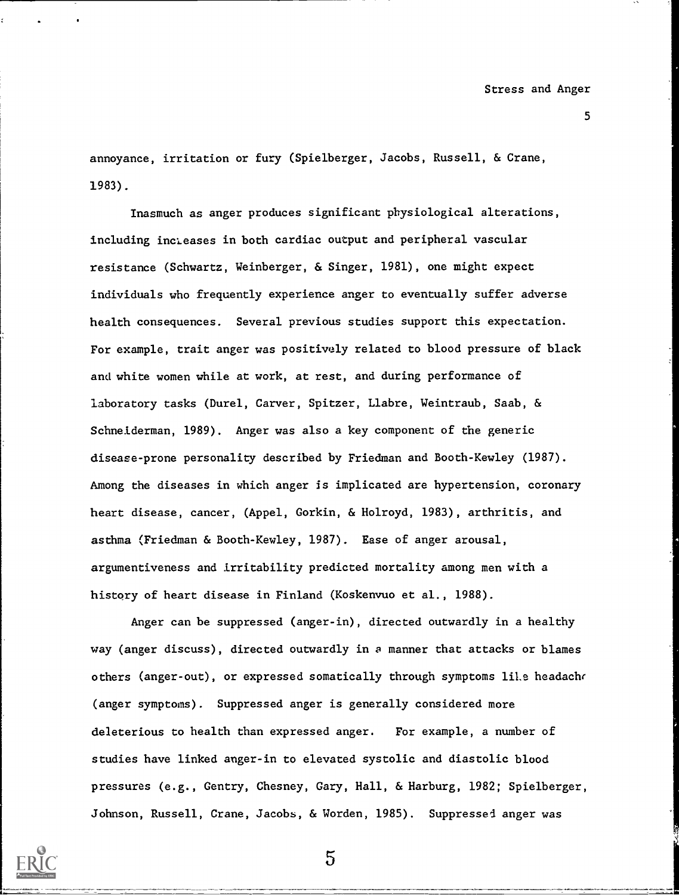annoyance, irritation or fury (Spielberger, Jacobs, Russell, & Crane, 1983).

Inasmuch as anger produces significant physiological alterations, including increases in both cardiac output and peripheral vascular resistance (Schwartz, Weinberger, & Singer, 1981), one might expect individuals who frequently experience anger to eventually suffer adverse health consequences. Several previous studies support this expectation. For example, trait anger was positively related to blood pressure of black and white women while at work, at rest, and during performance of laboratory tasks (Durel, Carver, Spitzer, Llabre, Weintraub, Saab, & Schneiderman, 1989). Anger was also a key component of the generic disease-prone personality described by Friedman and Booth-Kewley (1987). Among the diseases in which anger is implicated are hypertension, coronary heart disease, cancer, (Appel, Gorkin, & Holroyd, 1983), arthritis, and asthma (Friedman & Booth-Kewley, 1987). Ease of anger arousal, argumentiveness and irritability predicted mortality among men with a history of heart disease in Finland (Koskenvuo et al., 1988).

Anger can be suppressed (anger-in), directed outwardly in a healthy way (anger discuss), directed outwardly in a manner that attacks or blames others (anger-out), or expressed somatically through symptoms like headache (anger symptoms). Suppressed anger is generally considered more deleterious to health than expressed anger. For example, a number of studies have linked anger-in to elevated systolic and diastolic blood pressures (e.g., Gentry, Chesney, Gary, Hall, & Harburg, 1982; Spielberger, Johnson, Russell, Crane, Jacobs, & Worden, 1985). Suppressed anger was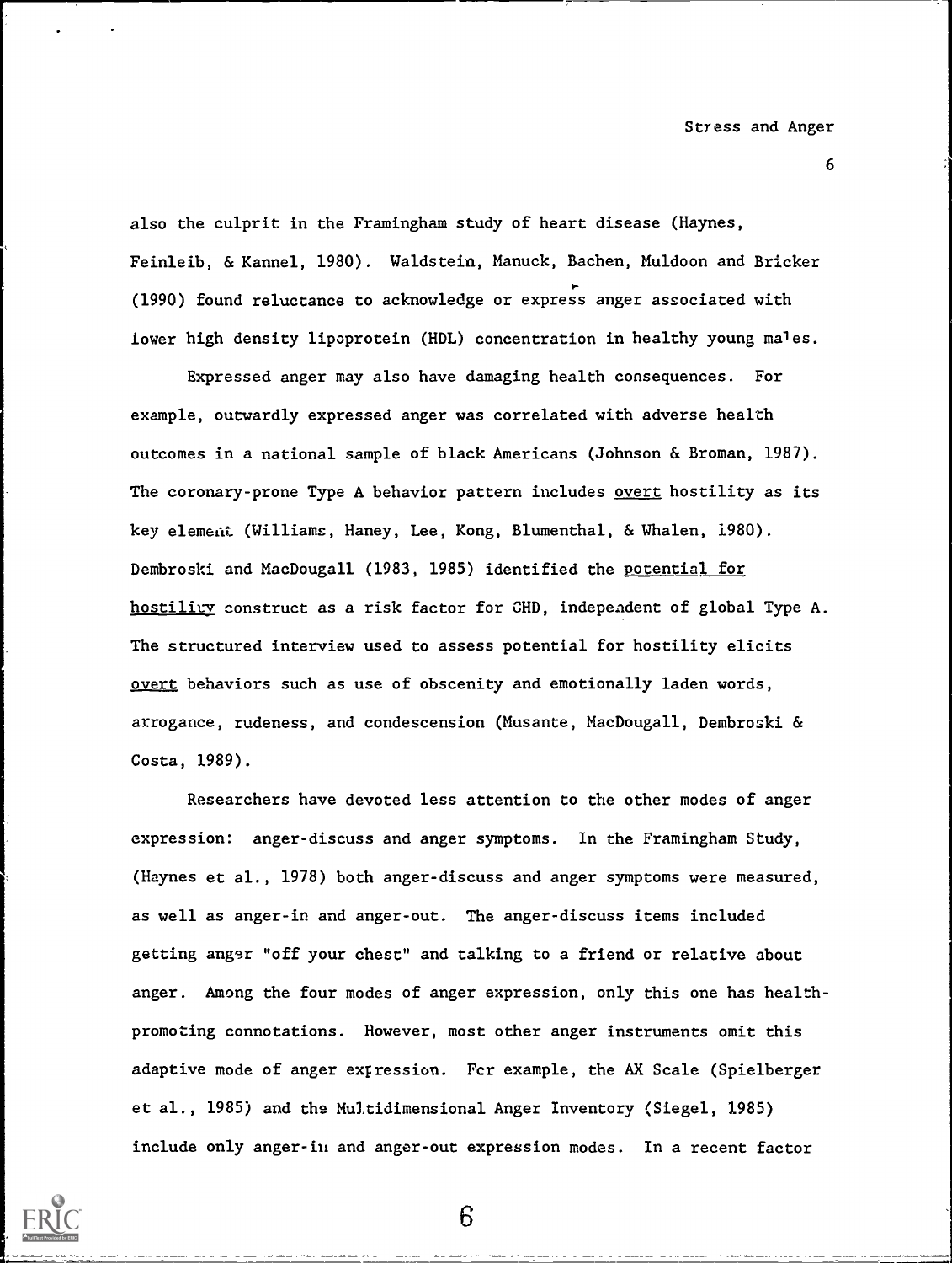also the culprit in the Framingham study of heart disease (Haynes, Feinleib, & Kannel, 1980). Waldstein, Manuck, Bachen, Muldoon and Bricker (1990) found reluctance to acknowledge or express anger associated with lower high density lipoprotein (HDL) concentration in healthy young males.

Expressed anger may also have damaging health consequences. For example, outwardly expressed anger was correlated with adverse health outcomes in a national sample of black Americans (Johnson & Broman, 1987). The coronary-prone Type A behavior pattern includes _overt_ hostility as its key element (Williams, Haney, Lee, Kong, Blumenthal, & Whalen, 1980). Dembroski and MacDougall (1983, 1985) identified the _potential for hostility_ construct as a risk factor for CHD, independent of global Type A. The structured interview used to assess potential for hostility elicits _overt_ behaviors such as use of obscenity and emotionally laden words, arrogance, rudeness, and condescension (Musante, MacDougall, Dembroski & Costa, 1989).

Researchers have devoted less attention to the other modes of anger expression: anger-discuss and anger symptoms. In the Framingham Study, (Haynes et al., 1978) both anger-discuss and anger symptoms were measured, as well as anger-in and anger-out. The anger-discuss items included getting anger "off your chest" and talking to a friend or relative about anger. Among the four modes of anger expression, only this one has health-promoting connotations. However, most other anger instruments omit this adaptive mode of anger expression. For example, the AX Scale (Spielberger et al., 1985) and the Multidimensional Anger Inventory (Siegel, 1985) include only anger-in and anger-out expression modes. In a recent factor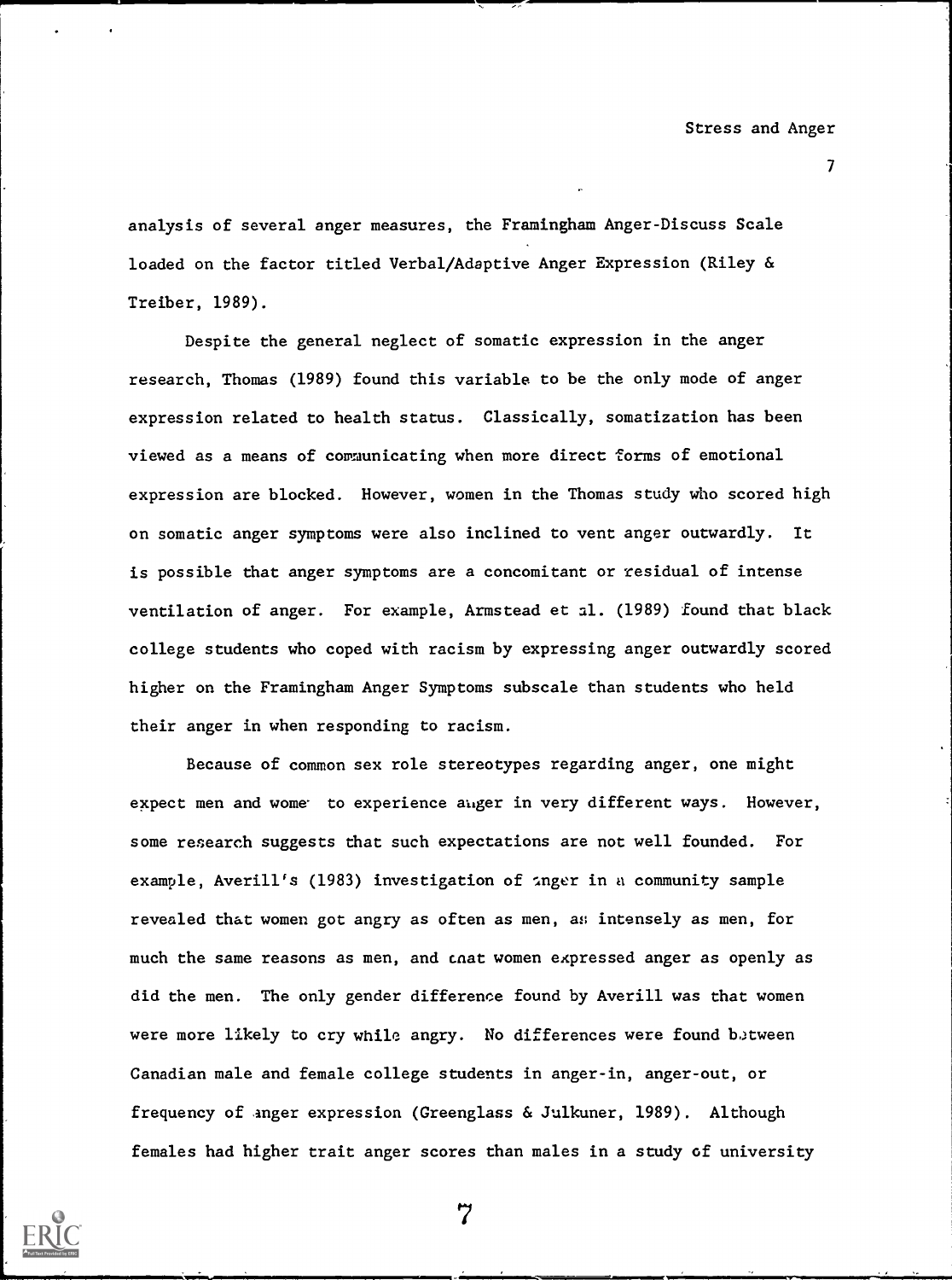analysis of several anger measures, the Framingham Anger-Discuss Scale loaded on the factor titled Verbal/Adaptive Anger Expression (Riley & Treiber, 1989).

Despite the general neglect of somatic expression in the anger research, Thomas (1989) found this variable to be the only mode of anger expression related to health status. Classically, somatization has been viewed as a means of communicating when more direct forms of emotional expression are blocked. However, women in the Thomas study who scored high on somatic anger symptoms were also inclined to vent anger outwardly. It is possible that anger symptoms are a concomitant or residual of intense ventilation of anger. For example, Armstead et al. (1989) found that black college students who coped with racism by expressing anger outwardly scored higher on the Framingham Anger Symptoms subscale than students who held their anger in when responding to racism.

Because of common sex role stereotypes regarding anger, one might expect men and wome to experience anger in very different ways. However, some research suggests that such expectations are not well founded. For example, Averill's (1983) investigation of anger in a community sample revealed that women got angry as often as men, as intensely as men, for much the same reasons as men, and that women expressed anger as openly as did the men. The only gender difference found by Averill was that women were more likely to cry while angry. No differences were found between Canadian male and female college students in anger-in, anger-out, or frequency of anger expression (Greenglass & Julkuner, 1989). Although females had higher trait anger scores than males in a study of university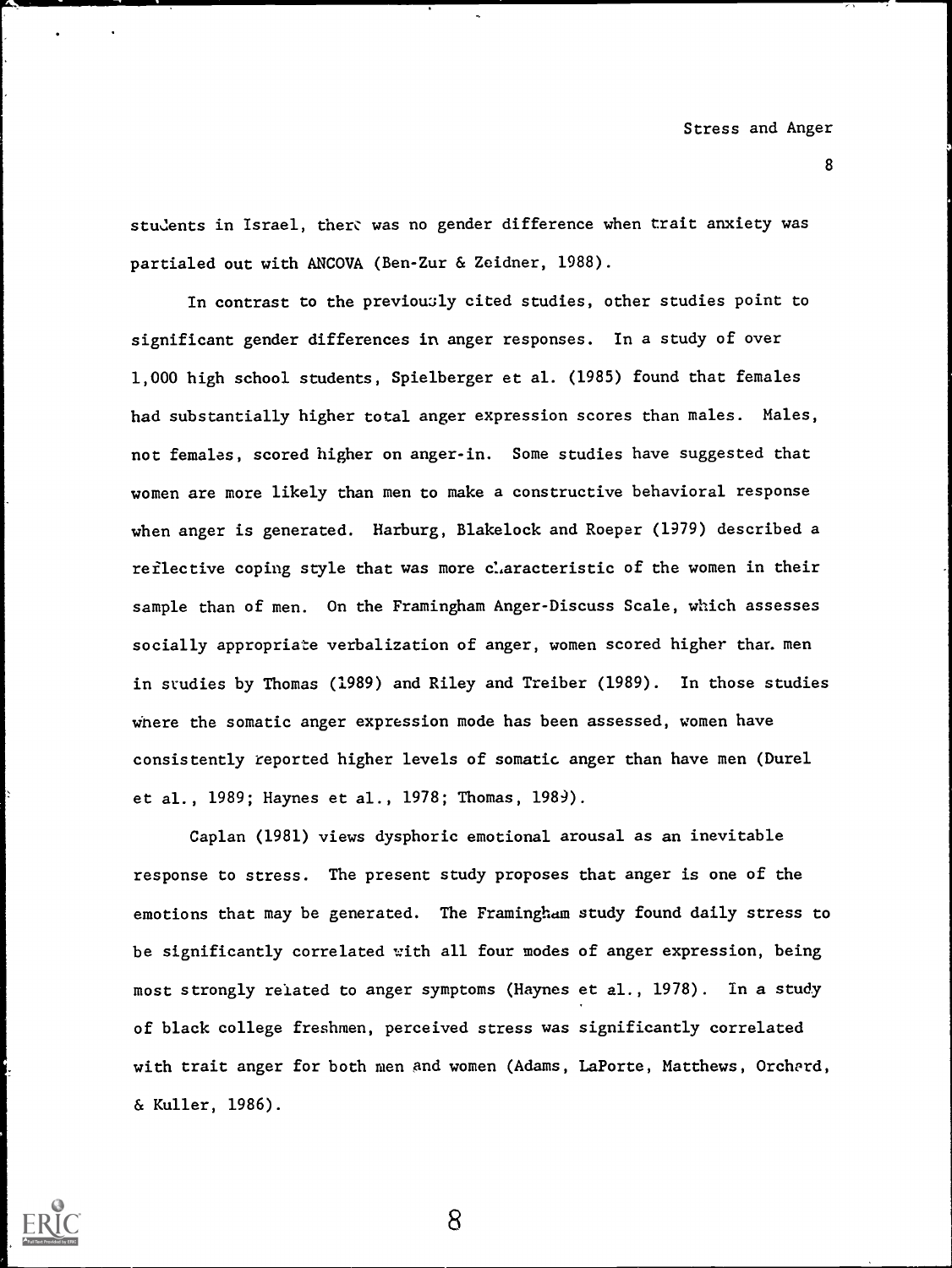students in Israel, there was no gender difference when trait anxiety was partialed out with ANCOVA (Ben-Zur & Zeidner, 1988).

In contrast to the previously cited studies, other studies point to significant gender differences in anger responses. In a study of over 1,000 high school students, Spielberger et al. (1985) found that females had substantially higher total anger expression scores than males. Males, not females, scored higher on anger-in. Some studies have suggested that women are more likely than men to make a constructive behavioral response when anger is generated. Harburg, Blakelock and Roeper (1979) described a reflective coping style that was more characteristic of the women in their sample than of men. On the Framingham Anger-Discuss Scale, which assesses socially appropriate verbalization of anger, women scored higher than men in studies by Thomas (1989) and Riley and Treiber (1989). In those studies where the somatic anger expression mode has been assessed, women have consistently reported higher levels of somatic anger than have men (Durel et al., 1989; Haynes et al., 1978; Thomas, 1989).

Caplan (1981) views dysphoric emotional arousal as an inevitable response to stress. The present study proposes that anger is one of the emotions that may be generated. The Framingham study found daily stress to be significantly correlated with all four modes of anger expression, being most strongly related to anger symptoms (Haynes et al., 1978). In a study of black college freshmen, perceived stress was significantly correlated with trait anger for both men and women (Adams, LaPorte, Matthews, Orchard, & Kuller, 1986).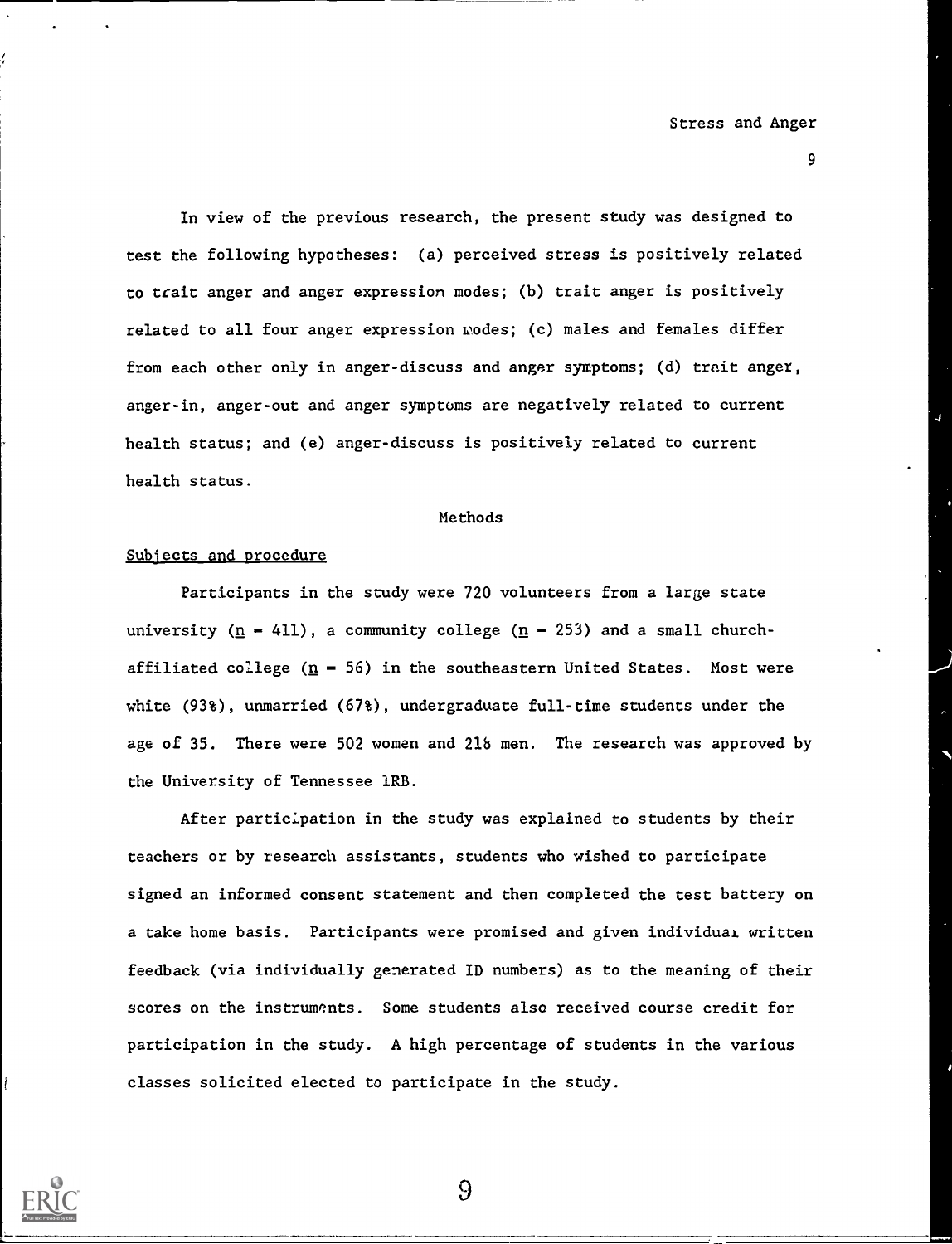In view of the previous research, the present study was designed to test the following hypotheses: (a) perceived stress is positively related to trait anger and anger expression modes; (b) trait anger is positively related to all four anger expression modes; (c) males and females differ from each other only in anger-discuss and anger symptoms; (d) trait anger, anger-in, anger-out and anger symptoms are negatively related to current health status; and (e) anger-discuss is positively related to current health status.

## Methods

### Subjects and procedure

Participants in the study were 720 volunteers from a large state university (*n* = 411), a community college (*n* = 253) and a small church-affiliated college (*n* = 56) in the southeastern United States. Most were white (93%), unmarried (67%), undergraduate full-time students under the age of 35. There were 502 women and 216 men. The research was approved by the University of Tennessee IRB.

After participation in the study was explained to students by their teachers or by research assistants, students who wished to participate signed an informed consent statement and then completed the test battery on a take home basis. Participants were promised and given individual written feedback (via individually generated ID numbers) as to the meaning of their scores on the instruments. Some students also received course credit for participation in the study. A high percentage of students in the various classes solicited elected to participate in the study.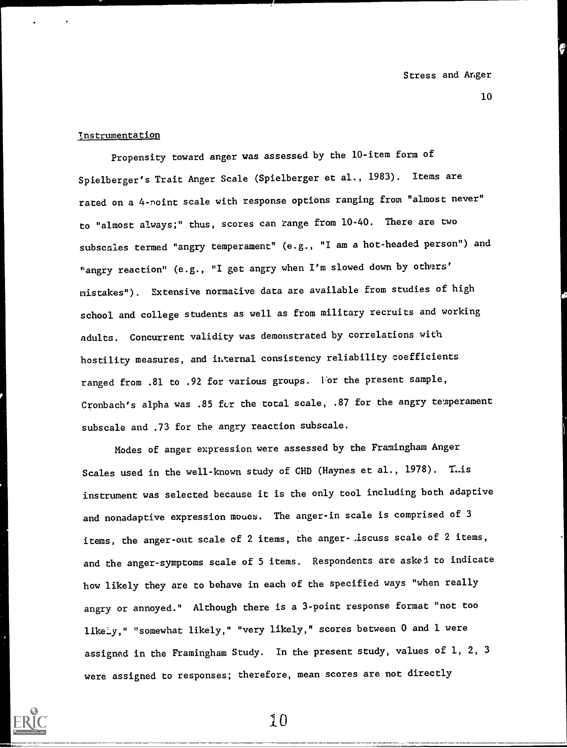Instrumentation

Propensity toward anger was assessed by the 10-item form of Spielberger's Trait Anger Scale (Spielberger et al., 1983). Items are rated on a 4-point scale with response options ranging from "almost never" to "almost always;" thus, scores can range from 10-40. There are two subscales termed "angry temperament" (e.g., "I am a hot-headed person") and "angry reaction" (e.g., "I get angry when I'm slowed down by others' mistakes"). Extensive normative data are available from studies of high school and college students as well as from military recruits and working adults. Concurrent validity was demonstrated by correlations with hostility measures, and internal consistency reliability coefficients ranged from .81 to .92 for various groups. For the present sample, Cronbach's alpha was .85 for the total scale, .87 for the angry temperament subscale and .73 for the angry reaction subscale.

Modes of anger expression were assessed by the Framingham Anger Scales used in the well-known study of CHD (Haynes et al., 1978). This instrument was selected because it is the only tool including both adaptive and nonadaptive expression modes. The anger-in scale is comprised of 3 items, the anger-out scale of 2 items, the anger-discuss scale of 2 items, and the anger-symptoms scale of 5 items. Respondents are asked to indicate how likely they are to behave in each of the specified ways "when really angry or annoyed." Although there is a 3-point response format "not too likely," "somewhat likely," "very likely," scores between 0 and 1 were assigned in the Framingham Study. In the present study, values of 1, 2, 3 were assigned to responses; therefore, mean scores are not directly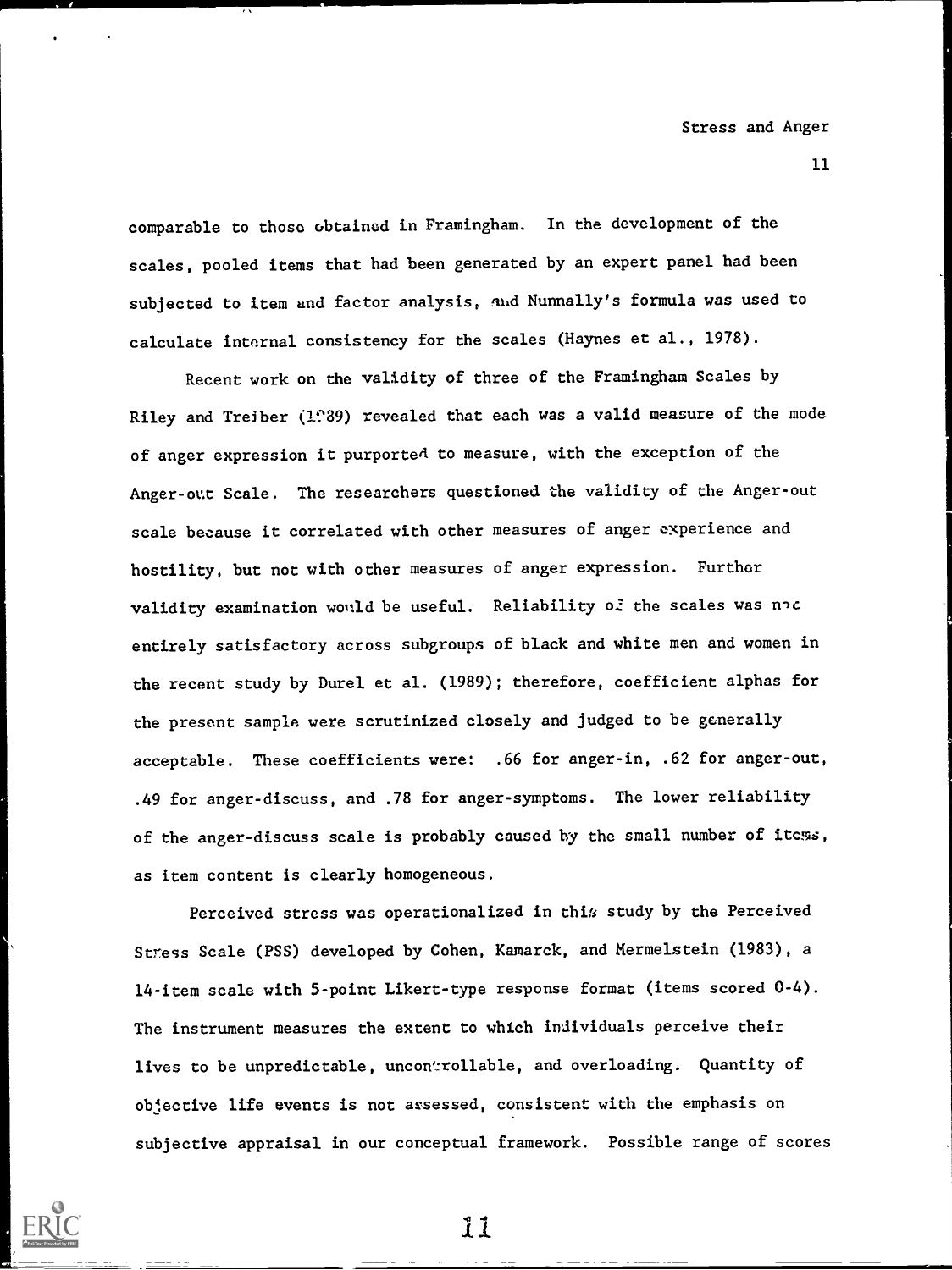comparable to those obtained in Framingham. In the development of the scales, pooled items that had been generated by an expert panel had been subjected to item and factor analysis, and Nunnally's formula was used to calculate internal consistency for the scales (Haynes et al., 1978).

Recent work on the validity of three of the Framingham Scales by Riley and Treiber (1989) revealed that each was a valid measure of the mode of anger expression it purported to measure, with the exception of the Anger-out Scale. The researchers questioned the validity of the Anger-out scale because it correlated with other measures of anger experience and hostility, but not with other measures of anger expression. Further validity examination would be useful. Reliability of the scales was not entirely satisfactory across subgroups of black and white men and women in the recent study by Durel et al. (1989); therefore, coefficient alphas for the present sample were scrutinized closely and judged to be generally acceptable. These coefficients were: .66 for anger-in, .62 for anger-out, .49 for anger-discuss, and .78 for anger-symptoms. The lower reliability of the anger-discuss scale is probably caused by the small number of items, as item content is clearly homogeneous.

Perceived stress was operationalized in this study by the Perceived Stress Scale (PSS) developed by Cohen, Kamarck, and Mermelstein (1983), a 14-item scale with 5-point Likert-type response format (items scored 0-4). The instrument measures the extent to which individuals perceive their lives to be unpredictable, uncontrollable, and overloading. Quantity of objective life events is not assessed, consistent with the emphasis on subjective appraisal in our conceptual framework. Possible range of scores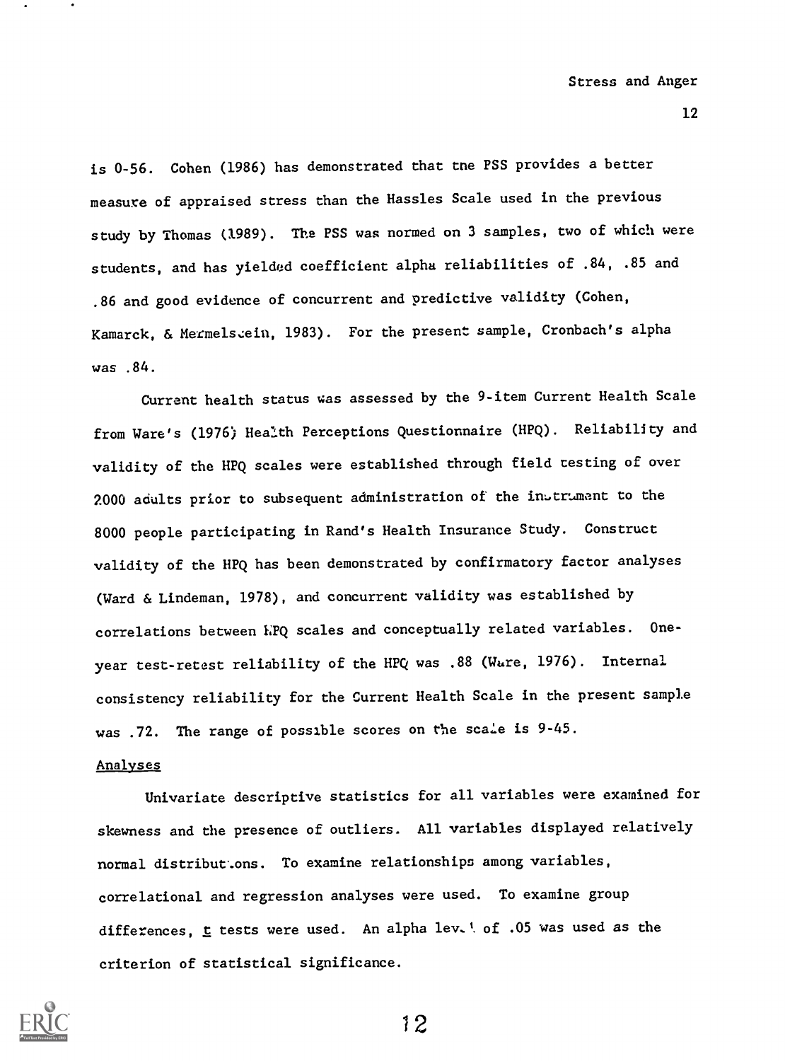is 0-56. Cohen (1986) has demonstrated that the PSS provides a better measure of appraised stress than the Hassles Scale used in the previous study by Thomas (1989). The PSS was normed on 3 samples, two of which were students, and has yielded coefficient alpha reliabilities of .84, .85 and .86 and good evidence of concurrent and predictive validity (Cohen, Kamarck, & Mermelstein, 1983). For the present sample, Cronbach's alpha was .84.

Current health status was assessed by the 9-item Current Health Scale from Ware's (1976) Health Perceptions Questionnaire (HPQ). Reliability and validity of the HPQ scales were established through field testing of over 2000 adults prior to subsequent administration of the instrument to the 8000 people participating in Rand's Health Insurance Study. Construct validity of the HPQ has been demonstrated by confirmatory factor analyses (Ward & Lindeman, 1978), and concurrent validity was established by correlations between HPQ scales and conceptually related variables. One-year test-retest reliability of the HPQ was .88 (Ware, 1976). Internal consistency reliability for the Current Health Scale in the present sample was .72. The range of possible scores on the scale is 9-45.

<u>Analyses</u>

Univariate descriptive statistics for all variables were examined for skewness and the presence of outliers. All variables displayed relatively normal distributions. To examine relationships among variables, correlational and regression analyses were used. To examine group differences, $t$ tests were used. An alpha level of .05 was used as the criterion of statistical significance.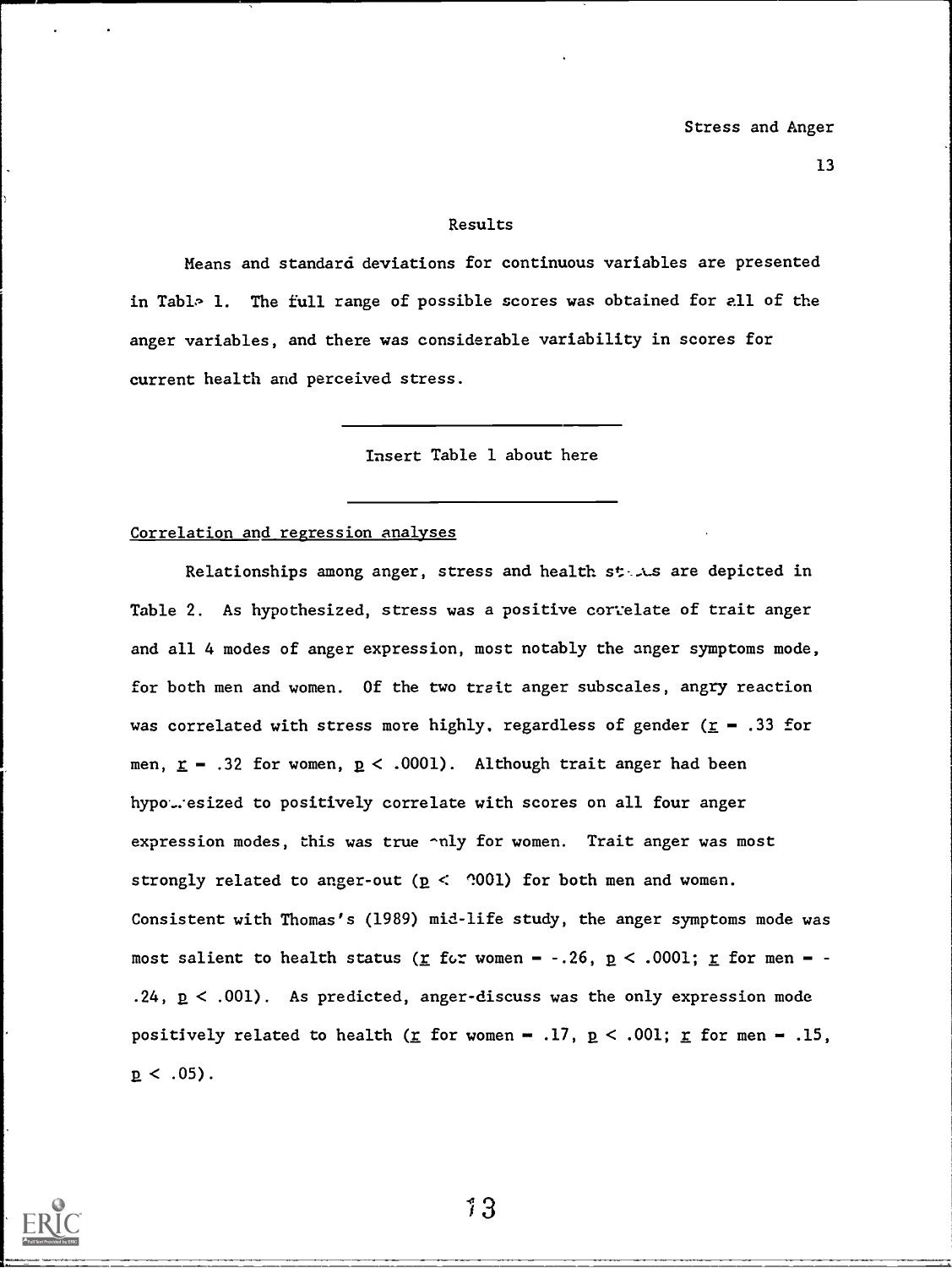## Results

Means and standard deviations for continuous variables are presented in Table 1. The full range of possible scores was obtained for all of the anger variables, and there was considerable variability in scores for current health and perceived stress.

---

Insert Table 1 about here

---

### Correlation and regression analyses

Relationships among anger, stress and health status are depicted in Table 2. As hypothesized, stress was a positive correlate of trait anger and all 4 modes of anger expression, most notably the anger symptoms mode, for both men and women. Of the two trait anger subscales, angry reaction was correlated with stress more highly, regardless of gender ($r = .33$ for men, $r = .32$ for women, $p < .0001$). Although trait anger had been hypothesized to positively correlate with scores on all four anger expression modes, this was true only for women. Trait anger was most strongly related to anger-out ($p < .0001$) for both men and women. Consistent with Thomas's (1989) mid-life study, the anger symptoms mode was most salient to health status ($r$ for women = $-.26$, $p < .0001$; $r$ for men = $-.24$, $p < .001$). As predicted, anger-discuss was the only expression mode positively related to health ($r$ for women = $.17$, $p < .001$; $r$ for men = $.15$, $p < .05$).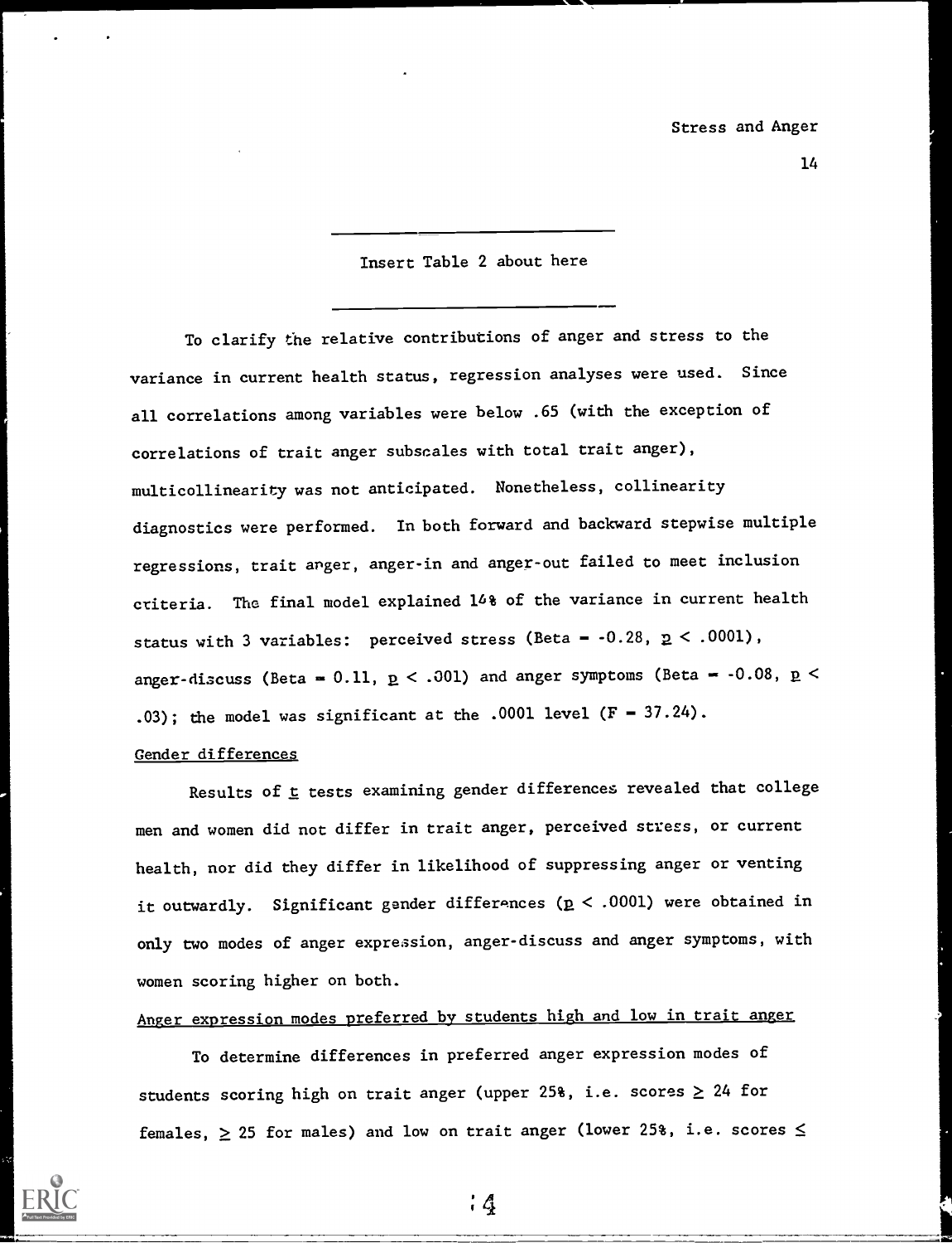Insert Table 2 about here

To clarify the relative contributions of anger and stress to the variance in current health status, regression analyses were used. Since all correlations among variables were below .65 (with the exception of correlations of trait anger subscales with total trait anger), multicollinearity was not anticipated. Nonetheless, collinearity diagnostics were performed. In both forward and backward stepwise multiple regressions, trait anger, anger-in and anger-out failed to meet inclusion criteria. The final model explained 14% of the variance in current health status with 3 variables: perceived stress (Beta = -0.28, $p < .0001$), anger-discuss (Beta = 0.11, $p < .001$) and anger symptoms (Beta = -0.08, $p < .03$); the model was significant at the .0001 level ($F = 37.24$).

## Gender differences

Results of $t$ tests examining gender differences revealed that college men and women did not differ in trait anger, perceived stress, or current health, nor did they differ in likelihood of suppressing anger or venting it outwardly. Significant gender differences ($p < .0001$) were obtained in only two modes of anger expression, anger-discuss and anger symptoms, with women scoring higher on both.

## Anger expression modes preferred by students high and low in trait anger

To determine differences in preferred anger expression modes of students scoring high on trait anger (upper 25%, i.e. scores $\geq$ 24 for females, $\geq$ 25 for males) and low on trait anger (lower 25%, i.e. scores $\leq$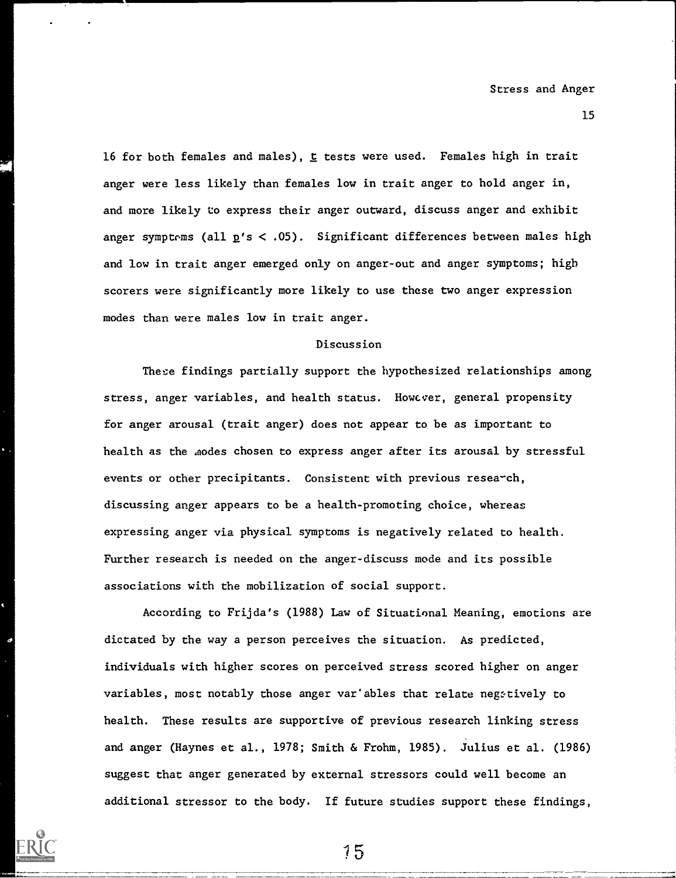16 for both females and males), *t* tests were used. Females high in trait anger were less likely than females low in trait anger to hold anger in, and more likely to express their anger outward, discuss anger and exhibit anger symptoms (all *p*'s $< .05$). Significant differences between males high and low in trait anger emerged only on anger-out and anger symptoms; high scorers were significantly more likely to use these two anger expression modes than were males low in trait anger.

## Discussion

These findings partially support the hypothesized relationships among stress, anger variables, and health status. However, general propensity for anger arousal (trait anger) does not appear to be as important to health as the modes chosen to express anger after its arousal by stressful events or other precipitants. Consistent with previous research, discussing anger appears to be a health-promoting choice, whereas expressing anger via physical symptoms is negatively related to health. Further research is needed on the anger-discuss mode and its possible associations with the mobilization of social support.

According to Frijda's (1988) Law of Situational Meaning, emotions are dictated by the way a person perceives the situation. As predicted, individuals with higher scores on perceived stress scored higher on anger variables, most notably those anger variables that relate negatively to health. These results are supportive of previous research linking stress and anger (Haynes et al., 1978; Smith & Frohm, 1985). Julius et al. (1986) suggest that anger generated by external stressors could well become an additional stressor to the body. If future studies support these findings,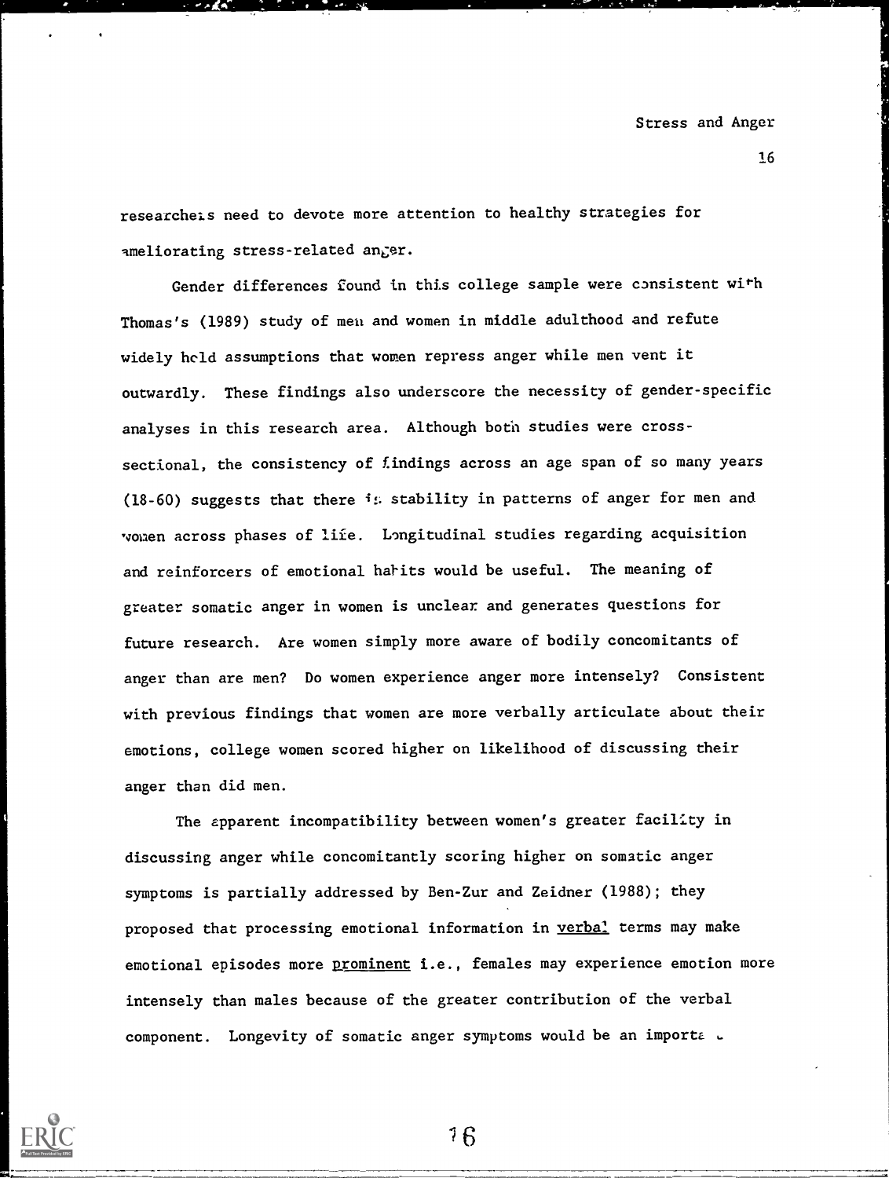researchers need to devote more attention to healthy strategies for ameliorating stress-related anger.

Gender differences found in this college sample were consistent with Thomas's (1989) study of men and women in middle adulthood and refute widely held assumptions that women repress anger while men vent it outwardly. These findings also underscore the necessity of gender-specific analyses in this research area. Although both studies were cross-sectional, the consistency of findings across an age span of so many years (18-60) suggests that there is stability in patterns of anger for men and women across phases of life. Longitudinal studies regarding acquisition and reinforcers of emotional habits would be useful. The meaning of greater somatic anger in women is unclear and generates questions for future research. Are women simply more aware of bodily concomitants of anger than are men? Do women experience anger more intensely? Consistent with previous findings that women are more verbally articulate about their emotions, college women scored higher on likelihood of discussing their anger than did men.

The apparent incompatibility between women's greater facility in discussing anger while concomitantly scoring higher on somatic anger symptoms is partially addressed by Ben-Zur and Zeidner (1988); they proposed that processing emotional information in _verbal_ terms may make emotional episodes more _prominent_ i.e., females may experience emotion more intensely than males because of the greater contribution of the verbal component. Longevity of somatic anger symptoms would be an importa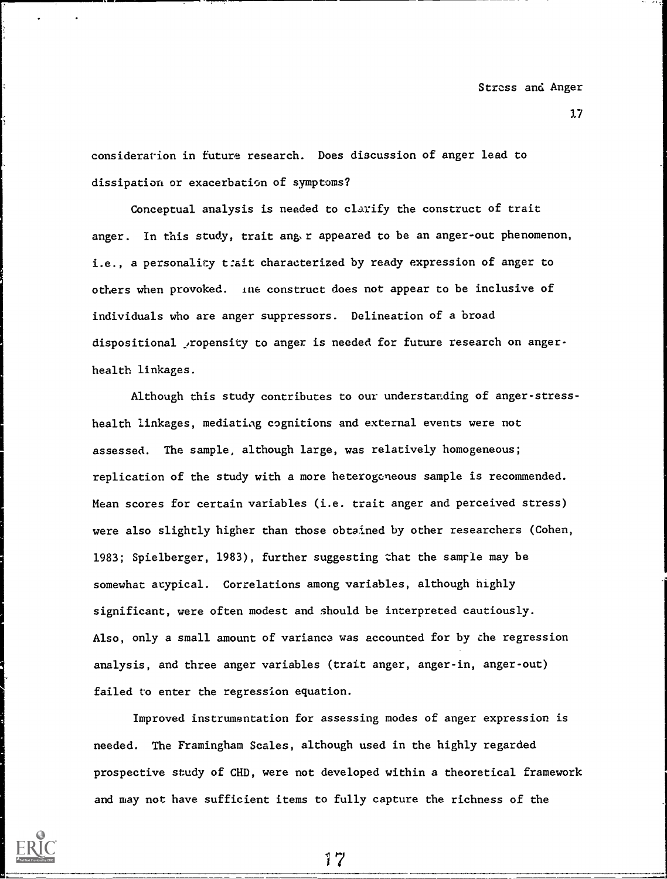consideration in future research. Does discussion of anger lead to dissipation or exacerbation of symptoms?

Conceptual analysis is needed to clarify the construct of trait anger. In this study, trait anger appeared to be an anger-out phenomenon, i.e., a personality trait characterized by ready expression of anger to others when provoked. The construct does not appear to be inclusive of individuals who are anger suppressors. Delineation of a broad dispositional propensity to anger is needed for future research on anger-health linkages.

Although this study contributes to our understanding of anger-stress-health linkages, mediating cognitions and external events were not assessed. The sample, although large, was relatively homogeneous; replication of the study with a more heterogeneous sample is recommended. Mean scores for certain variables (i.e. trait anger and perceived stress) were also slightly higher than those obtained by other researchers (Cohen, 1983; Spielberger, 1983), further suggesting that the sample may be somewhat atypical. Correlations among variables, although highly significant, were often modest and should be interpreted cautiously. Also, only a small amount of variance was accounted for by the regression analysis, and three anger variables (trait anger, anger-in, anger-out) failed to enter the regression equation.

Improved instrumentation for assessing modes of anger expression is needed. The Framingham Scales, although used in the highly regarded prospective study of CHD, were not developed within a theoretical framework and may not have sufficient items to fully capture the richness of the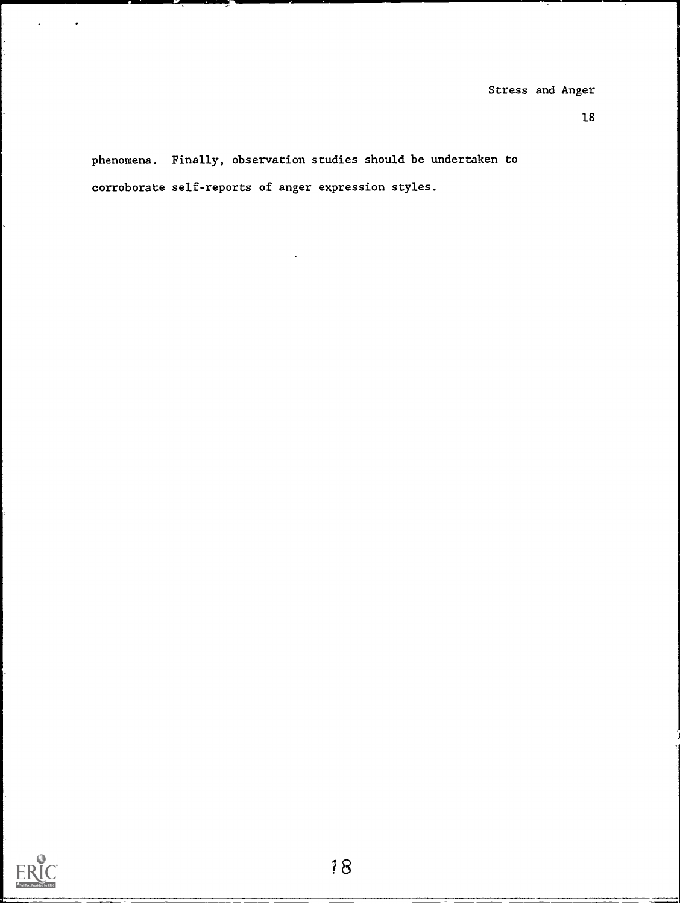phenomena. Finally, observation studies should be undertaken to corroborate self-reports of anger expression styles.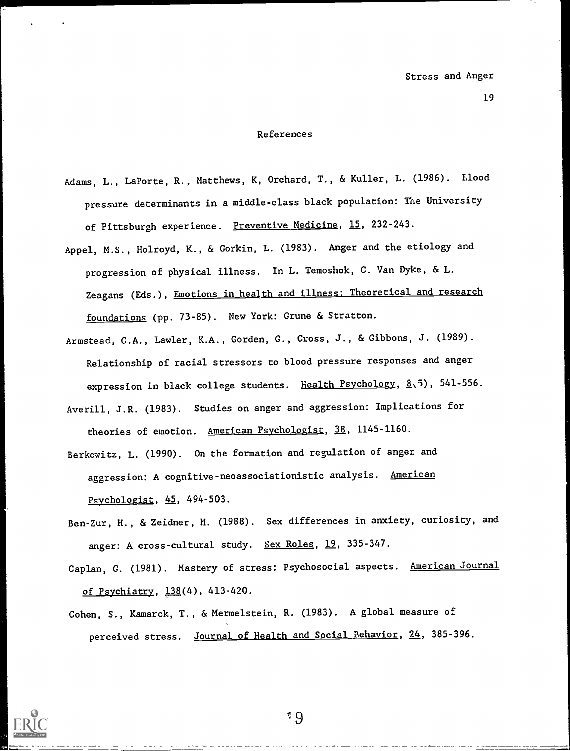## References

Adams, L., LaPorte, R., Matthews, K, Orchard, T., & Kuller, L. (1986). Blood pressure determinants in a middle-class black population: The University of Pittsburgh experience. Preventive Medicine, 15, 232-243.

Appel, M.S., Holroyd, K., & Gorkin, L. (1983). Anger and the etiology and progression of physical illness. In L. Temoshok, C. Van Dyke, & L. Zeagans (Eds.), Emotions in health and illness: Theoretical and research foundations (pp. 73-85). New York: Grune & Stratton.

Armstead, C.A., Lawler, K.A., Gorden, G., Cross, J., & Gibbons, J. (1989). Relationship of racial stressors to blood pressure responses and anger expression in black college students. Health Psychology, 8(5), 541-556.

Averill, J.R. (1983). Studies on anger and aggression: Implications for theories of emotion. American Psychologist, 38, 1145-1160.

Berkowitz, L. (1990). On the formation and regulation of anger and aggression: A cognitive-neoassociationistic analysis. American Psychologist, 45, 494-503.

Ben-Zur, H., & Zeidner, M. (1988). Sex differences in anxiety, curiosity, and anger: A cross-cultural study. Sex Roles, 19, 335-347.

Caplan, G. (1981). Mastery of stress: Psychosocial aspects. American Journal of Psychiatry, 138(4), 413-420.

Cohen, S., Kamarck, T., & Mermelstein, R. (1983). A global measure of perceived stress. Journal of Health and Social Behavior, 24, 385-396.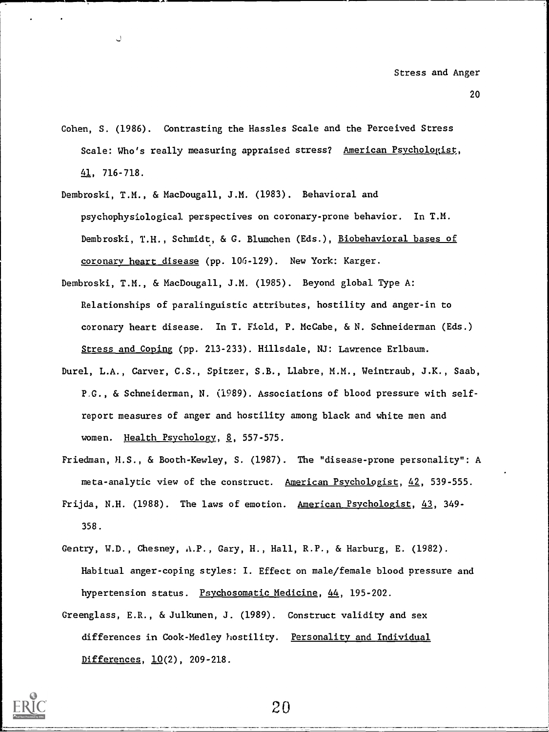Cohen, S. (1986). Contrasting the Hassles Scale and the Perceived Stress Scale: Who's really measuring appraised stress? American Psychologist, 41, 716-718.

Dembroski, T.M., & MacDougall, J.M. (1983). Behavioral and psychophysiological perspectives on coronary-prone behavior. In T.M. Dembroski, T.H., Schmidt, & G. Blumchen (Eds.), Biobehavioral bases of coronary heart disease (pp. 106-129). New York: Karger.

Dembroski, T.M., & MacDougall, J.M. (1985). Beyond global Type A: Relationships of paralinguistic attributes, hostility and anger-in to coronary heart disease. In T. Field, P. McCabe, & N. Schneiderman (Eds.) Stress and Coping (pp. 213-233). Hillsdale, NJ: Lawrence Erlbaum.

Durel, L.A., Carver, C.S., Spitzer, S.B., Llabre, M.M., Weintraub, J.K., Saab, P.G., & Schneiderman, N. (1989). Associations of blood pressure with self-report measures of anger and hostility among black and white men and women. Health Psychology, 8, 557-575.

Friedman, H.S., & Booth-Kewley, S. (1987). The "disease-prone personality": A meta-analytic view of the construct. American Psychologist, 42, 539-555.

Frijda, N.H. (1988). The laws of emotion. American Psychologist, 43, 349-358.

Gentry, W.D., Chesney, A.P., Gary, H., Hall, R.P., & Harburg, E. (1982). Habitual anger-coping styles: I. Effect on male/female blood pressure and hypertension status. Psychosomatic Medicine, 44, 195-202.

Greenglass, E.R., & Julkunen, J. (1989). Construct validity and sex differences in Cook-Medley hostility. Personality and Individual Differences, 10(2), 209-218.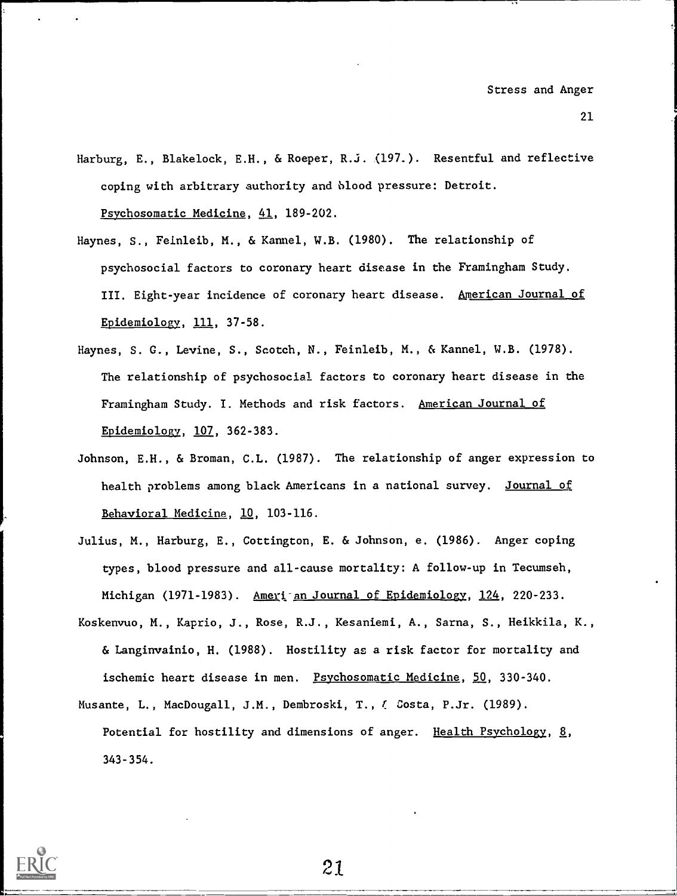Harburg, E., Blakelock, E.H., & Roeper, R.J. (197.). Resentful and reflective coping with arbitrary authority and blood pressure: Detroit. Psychosomatic Medicine, 41, 189-202.

Haynes, S., Feinleib, M., & Kannel, W.B. (1980). The relationship of psychosocial factors to coronary heart disease in the Framingham Study. III. Eight-year incidence of coronary heart disease. American Journal of Epidemiology, 111, 37-58.

Haynes, S. G., Levine, S., Scotch, N., Feinleib, M., & Kannel, W.B. (1978). The relationship of psychosocial factors to coronary heart disease in the Framingham Study. I. Methods and risk factors. American Journal of Epidemiology, 107, 362-383.

Johnson, E.H., & Broman, C.L. (1987). The relationship of anger expression to health problems among black Americans in a national survey. Journal of Behavioral Medicine, 10, 103-116.

Julius, M., Harburg, E., Cottington, E. & Johnson, e. (1986). Anger coping types, blood pressure and all-cause mortality: A follow-up in Tecumseh, Michigan (1971-1983). American Journal of Epidemiology, 124, 220-233.

Koskenvuo, M., Kaprio, J., Rose, R.J., Kesaniemi, A., Sarna, S., Heikkila, K., & Langinvainio, H. (1988). Hostility as a risk factor for mortality and ischemic heart disease in men. Psychosomatic Medicine, 50, 330-340.

Musante, L., MacDougall, J.M., Dembroski, T., & Costa, P.Jr. (1989). Potential for hostility and dimensions of anger. Health Psychology, 8, 343-354.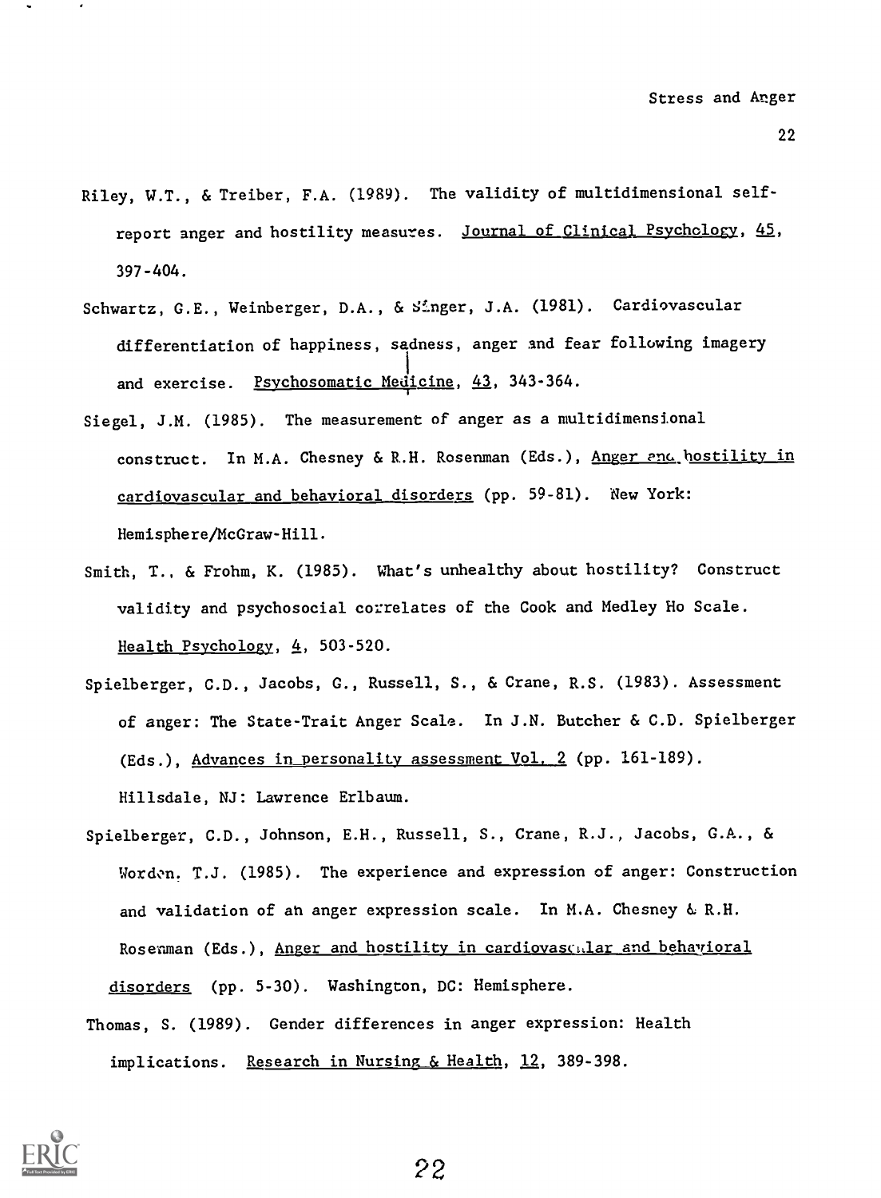Riley, W.T., & Treiber, F.A. (1989). The validity of multidimensional self-report anger and hostility measures. Journal of Clinical Psychology, 45, 397-404.

Schwartz, G.E., Weinberger, D.A., & Singer, J.A. (1981). Cardiovascular differentiation of happiness, sadness, anger and fear following imagery and exercise. Psychosomatic Medicine, 43, 343-364.

Siegel, J.M. (1985). The measurement of anger as a multidimensional construct. In M.A. Chesney & R.H. Rosenman (Eds.), Anger and hostility in cardiovascular and behavioral disorders (pp. 59-81). New York: Hemisphere/McGraw-Hill.

Smith, T., & Frohm, K. (1985). What's unhealthy about hostility? Construct validity and psychosocial correlates of the Cook and Medley Ho Scale. Health Psychology, 4, 503-520.

Spielberger, C.D., Jacobs, G., Russell, S., & Crane, R.S. (1983). Assessment of anger: The State-Trait Anger Scale. In J.N. Butcher & C.D. Spielberger (Eds.), Advances in personality assessment Vol. 2 (pp. 161-189). Hillsdale, NJ: Lawrence Erlbaum.

Spielberger, C.D., Johnson, E.H., Russell, S., Crane, R.J., Jacobs, G.A., & Worden, T.J. (1985). The experience and expression of anger: Construction and validation of an anger expression scale. In M.A. Chesney & R.H. Rosenman (Eds.), Anger and hostility in cardiovascular and behavioral disorders (pp. 5-30). Washington, DC: Hemisphere.

Thomas, S. (1989). Gender differences in anger expression: Health implications. Research in Nursing & Health, 12, 389-398.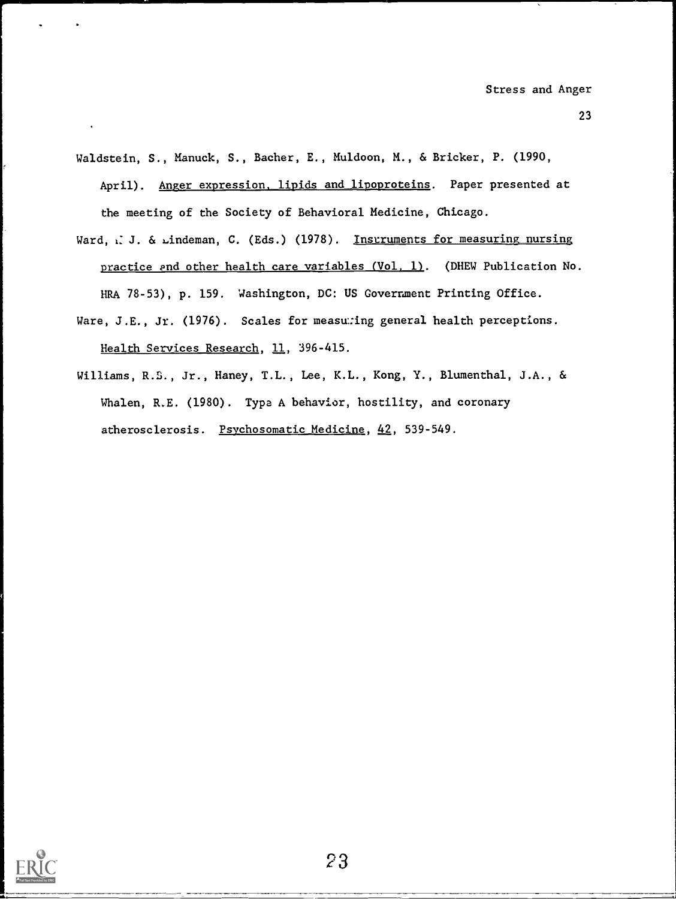Waldstein, S., Manuck, S., Bacher, E., Muldoon, M., & Bricker, P. (1990, April). Anger expression, lipids and lipoproteins. Paper presented at the meeting of the Society of Behavioral Medicine, Chicago.

Ward, M. J. & Lindeman, C. (Eds.) (1978). Instruments for measuring nursing practice and other health care variables (Vol. 1). (DHEW Publication No. HRA 78-53), p. 159. Washington, DC: US Government Printing Office.

Ware, J.E., Jr. (1976). Scales for measuring general health perceptions. Health Services Research, 11, 396-415.

Williams, R.B., Jr., Haney, T.L., Lee, K.L., Kong, Y., Blumenthal, J.A., & Whalen, R.E. (1980). Type A behavior, hostility, and coronary atherosclerosis. Psychosomatic Medicine, 42, 539-549.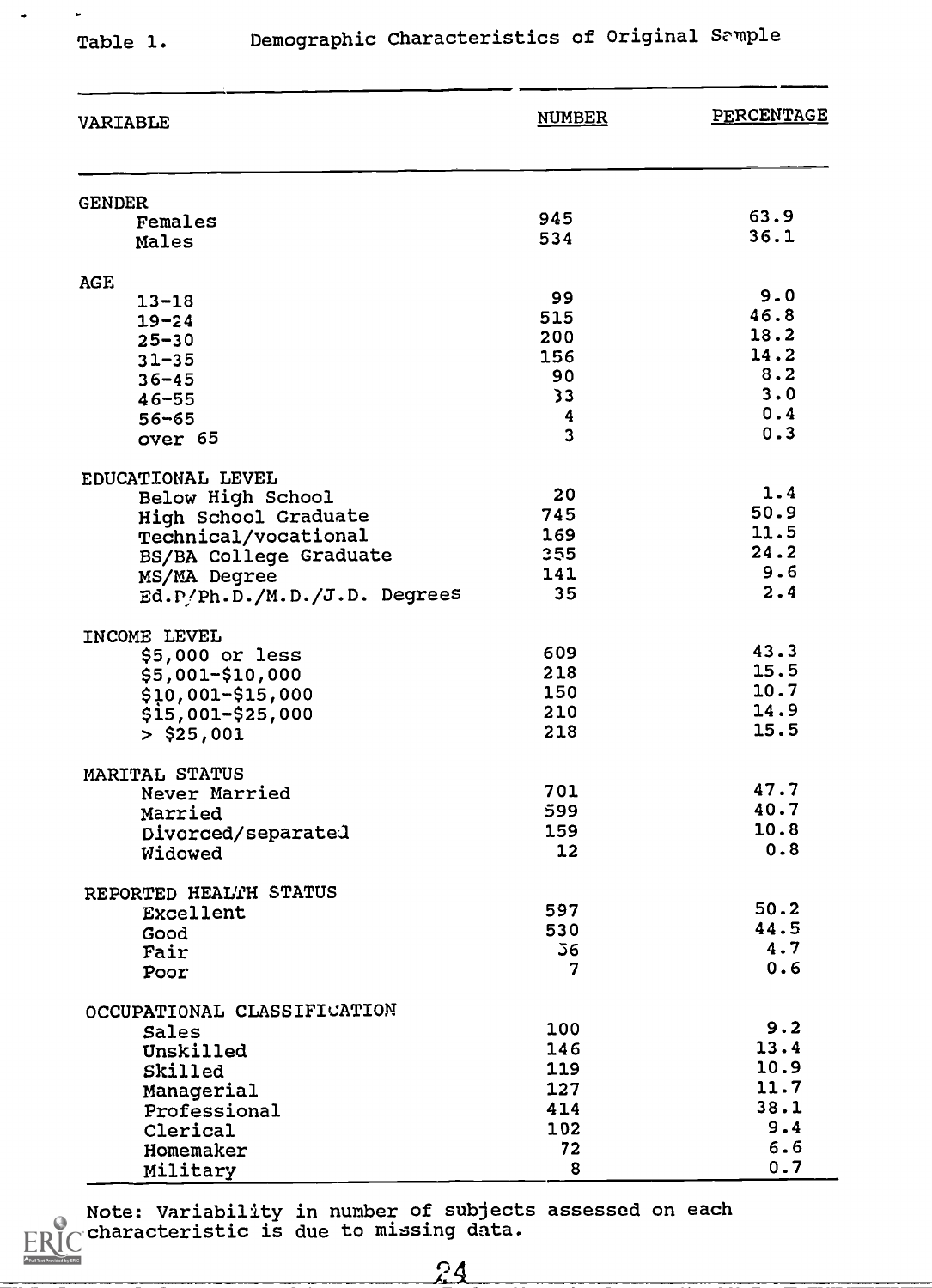Table 1. Demographic Characteristics of Original Sample

| VARIABLE | NUMBER | PERCENTAGE |
|---|---|---|
| GENDER | | |
| Females | 945 | 63.9 |
| Males | 534 | 36.1 |
| AGE | | |
| 13-18 | 99 | 9.0 |
| 19-24 | 515 | 46.8 |
| 25-30 | 200 | 18.2 |
| 31-35 | 156 | 14.2 |
| 36-45 | 90 | 8.2 |
| 46-55 | 33 | 3.0 |
| 56-65 | 4 | 0.4 |
| over 65 | 3 | 0.3 |
| EDUCATIONAL LEVEL | | |
| Below High School | 20 | 1.4 |
| High School Graduate | 745 | 50.9 |
| Technical/vocational | 169 | 11.5 |
| BS/BA College Graduate | 355 | 24.2 |
| MS/MA Degree | 141 | 9.6 |
| Ed.D/Ph.D./M.D./J.D. Degrees | 35 | 2.4 |
| INCOME LEVEL | | |
| $5,000 or less | 609 | 43.3 |
| $5,001-$10,000 | 218 | 15.5 |
| $10,001-$15,000 | 150 | 10.7 |
| $15,001-$25,000 | 210 | 14.9 |
| > $25,001 | 218 | 15.5 |
| MARITAL STATUS | | |
| Never Married | 701 | 47.7 |
| Married | 599 | 40.7 |
| Divorced/separated | 159 | 10.8 |
| Widowed | 12 | 0.8 |
| REPORTED HEALTH STATUS | | |
| Excellent | 597 | 50.2 |
| Good | 530 | 44.5 |
| Fair | 56 | 4.7 |
| Poor | 7 | 0.6 |
| OCCUPATIONAL CLASSIFICATION | | |
| Sales | 100 | 9.2 |
| Unskilled | 146 | 13.4 |
| Skilled | 119 | 10.9 |
| Managerial | 127 | 11.7 |
| Professional | 414 | 38.1 |
| Clerical | 102 | 9.4 |
| Homemaker | 72 | 6.6 |
| Military | 8 | 0.7 |

Note: Variability in number of subjects assessed on each characteristic is due to missing data.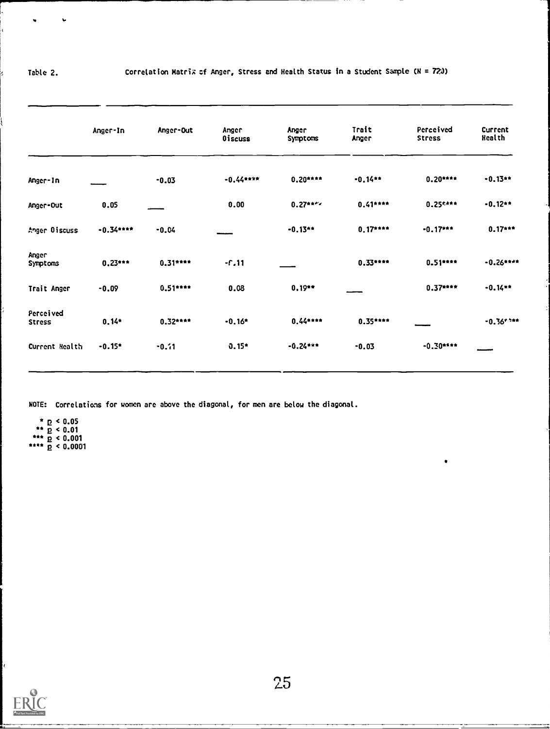Table 2. Correlation Matrix of Anger, Stress and Health Status in a Student Sample (N = 720)

| | Anger-In | Anger-Out | Anger Discuss | Anger Symptoms | Trait Anger | Perceived Stress | Current Health |
|---|---|---|---|---|---|---|---|
| Anger-In | ___ | -0.03 | -0.44**** | 0.20**** | -0.14** | 0.20**** | -0.13** |
| Anger-Out | 0.05 | ___ | 0.00 | 0.27**** | 0.41**** | 0.25**** | -0.12** |
| Anger Discuss | -0.34**** | -0.04 | ___ | -0.13** | 0.17**** | -0.17*** | 0.17*** |
| Anger Symptoms | 0.23*** | 0.31**** | -0.11 | ___ | 0.33**** | 0.51**** | -0.26**** |
| Trait Anger | -0.09 | 0.51**** | 0.08 | 0.19** | ___ | 0.37**** | -0.14** |
| Perceived Stress | 0.14* | 0.32**** | -0.16* | 0.44**** | 0.35**** | ___ | -0.36**** |
| Current Health | -0.15* | -0.11 | 0.15* | -0.24*** | -0.03 | -0.30**** | ___ |

NOTE: Correlations for women are above the diagonal, for men are below the diagonal.

\* $p < 0.05$
\*\* $p < 0.01$
\*\*\* $p < 0.001$
\*\*\*\* $p < 0.0001$